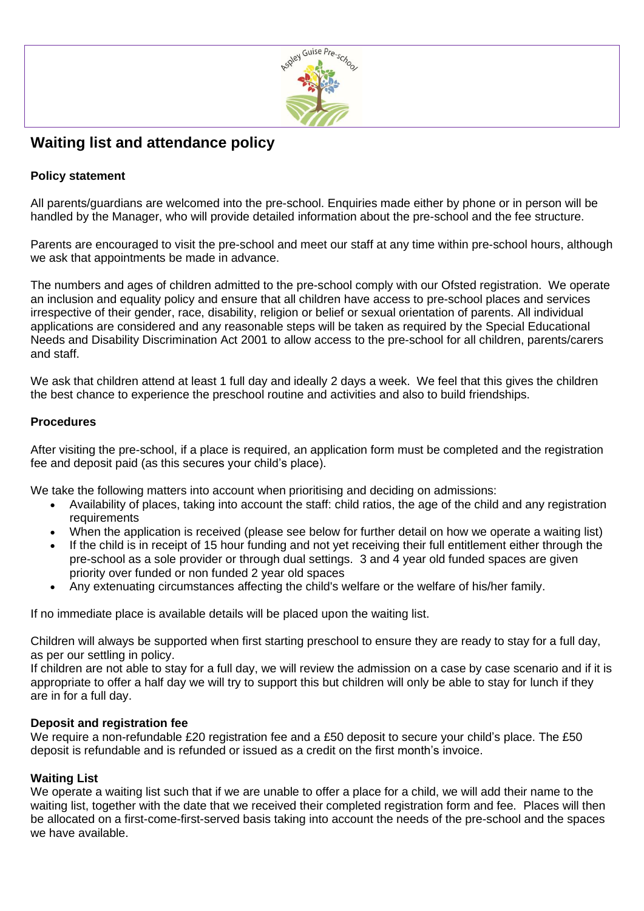# Waiting list and attendance policy

### Policy statement

All parents/guardians are welcomed into the pre-school. Enquiries made either by phone or in person will be handled by the Manager, who will provide detailed information about the pre-school and the fee structure.

Parents are encouraged to visit the pre-school and meet our staff at any time within pre-school hours, although we ask that appointments be made in advance.

The numbers and ages of children admitted to the pre-school comply with our Ofsted registration. We operate an inclusion and equality policy and ensure that all children have access to pre-school places and services irrespective of their gender, race, disability, religion or belief or sexual orientation of parents. All individual applications are considered and any reasonable steps will be taken as required by the Special Educational Needs and Disability Discrimination Act 2001 to allow access to the pre-school for all children, parents/carers and staff.

We ask that children attend at least 1 full day and ideally 2 days a week. We feel that this gives the children the best chance to experience the preschool routine and activities and also to build friendships.

### Procedures

After visiting the pre-school, if a place is required, an application form must be completed and the registration fee and deposit paid (as this secures your child's place).

We take the following matters into account when prioritising and deciding on admissions:

- Availability of places, taking into account the staff: child ratios, the age of the child and any registration requirements
- When the application is received (please see below for further detail on how we operate a waiting list)
- If the child is in receipt of 15 hour funding and not yet receiving their full entitlement either through the pre-school as a sole provider or through dual settings. 3 and 4 year old funded spaces are given priority over funded or non funded 2 year old spaces
- Any extenuating circumstances affecting the child's welfare or the welfare of his/her family.

If no immediate place is available details will be placed upon the waiting list.

Children will always be supported when first starting preschool to ensure they are ready to stay for a full day, as per our settling in policy.
If children are not able to stay for a full day, we will review the admission on a case by case scenario and if it is appropriate to offer a half day we will try to support this but children will only be able to stay for lunch if they are in for a full day.

### Deposit and registration fee

We require a non-refundable £20 registration fee and a £50 deposit to secure your child's place. The £50 deposit is refundable and is refunded or issued as a credit on the first month's invoice.

### Waiting List

We operate a waiting list such that if we are unable to offer a place for a child, we will add their name to the waiting list, together with the date that we received their completed registration form and fee. Places will then be allocated on a first-come-first-served basis taking into account the needs of the pre-school and the spaces we have available.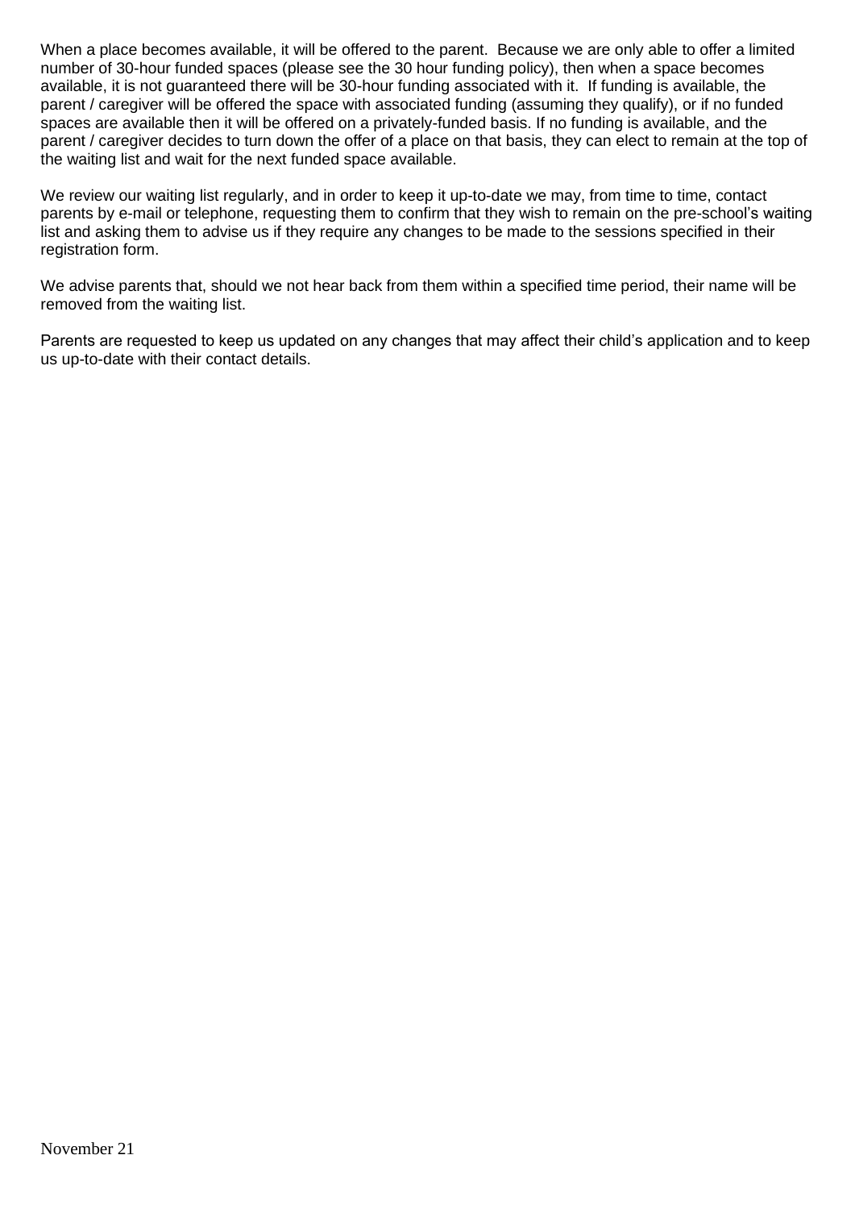When a place becomes available, it will be offered to the parent. Because we are only able to offer a limited number of 30-hour funded spaces (please see the 30 hour funding policy), then when a space becomes available, it is not guaranteed there will be 30-hour funding associated with it. If funding is available, the parent / caregiver will be offered the space with associated funding (assuming they qualify), or if no funded spaces are available then it will be offered on a privately-funded basis. If no funding is available, and the parent / caregiver decides to turn down the offer of a place on that basis, they can elect to remain at the top of the waiting list and wait for the next funded space available.

We review our waiting list regularly, and in order to keep it up-to-date we may, from time to time, contact parents by e-mail or telephone, requesting them to confirm that they wish to remain on the pre-school's waiting list and asking them to advise us if they require any changes to be made to the sessions specified in their registration form.

We advise parents that, should we not hear back from them within a specified time period, their name will be removed from the waiting list.

Parents are requested to keep us updated on any changes that may affect their child's application and to keep us up-to-date with their contact details.

November 21